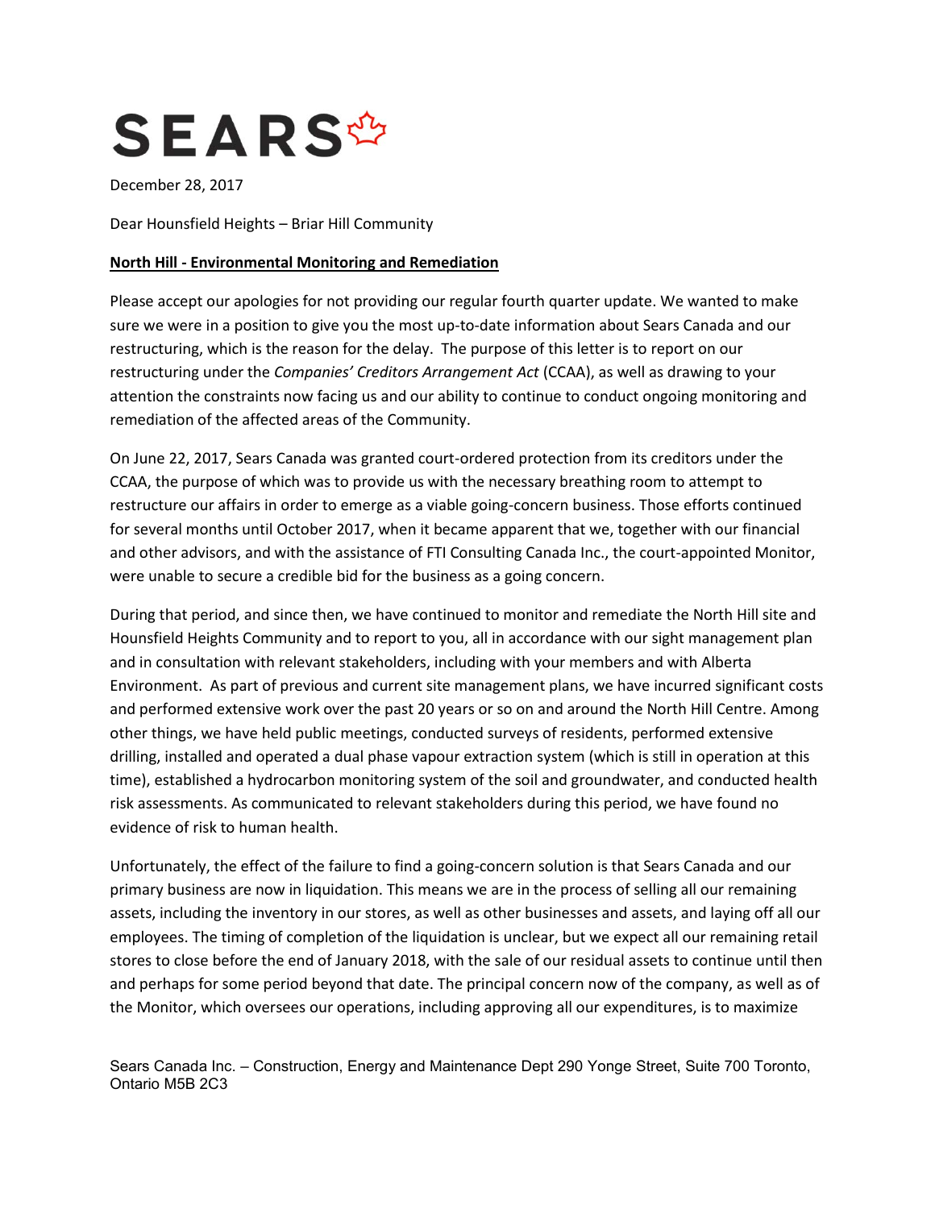# SEARS

December 28, 2017

Dear Hounsfield Heights – Briar Hill Community

**North Hill - Environmental Monitoring and Remediation**

Please accept our apologies for not providing our regular fourth quarter update. We wanted to make sure we were in a position to give you the most up-to-date information about Sears Canada and our restructuring, which is the reason for the delay. The purpose of this letter is to report on our restructuring under the *Companies' Creditors Arrangement Act* (CCAA), as well as drawing to your attention the constraints now facing us and our ability to continue to conduct ongoing monitoring and remediation of the affected areas of the Community.

On June 22, 2017, Sears Canada was granted court-ordered protection from its creditors under the CCAA, the purpose of which was to provide us with the necessary breathing room to attempt to restructure our affairs in order to emerge as a viable going-concern business. Those efforts continued for several months until October 2017, when it became apparent that we, together with our financial and other advisors, and with the assistance of FTI Consulting Canada Inc., the court-appointed Monitor, were unable to secure a credible bid for the business as a going concern.

During that period, and since then, we have continued to monitor and remediate the North Hill site and Hounsfield Heights Community and to report to you, all in accordance with our sight management plan and in consultation with relevant stakeholders, including with your members and with Alberta Environment. As part of previous and current site management plans, we have incurred significant costs and performed extensive work over the past 20 years or so on and around the North Hill Centre. Among other things, we have held public meetings, conducted surveys of residents, performed extensive drilling, installed and operated a dual phase vapour extraction system (which is still in operation at this time), established a hydrocarbon monitoring system of the soil and groundwater, and conducted health risk assessments. As communicated to relevant stakeholders during this period, we have found no evidence of risk to human health.

Unfortunately, the effect of the failure to find a going-concern solution is that Sears Canada and our primary business are now in liquidation. This means we are in the process of selling all our remaining assets, including the inventory in our stores, as well as other businesses and assets, and laying off all our employees. The timing of completion of the liquidation is unclear, but we expect all our remaining retail stores to close before the end of January 2018, with the sale of our residual assets to continue until then and perhaps for some period beyond that date. The principal concern now of the company, as well as of the Monitor, which oversees our operations, including approving all our expenditures, is to maximize

Sears Canada Inc. – Construction, Energy and Maintenance Dept 290 Yonge Street, Suite 700 Toronto, Ontario M5B 2C3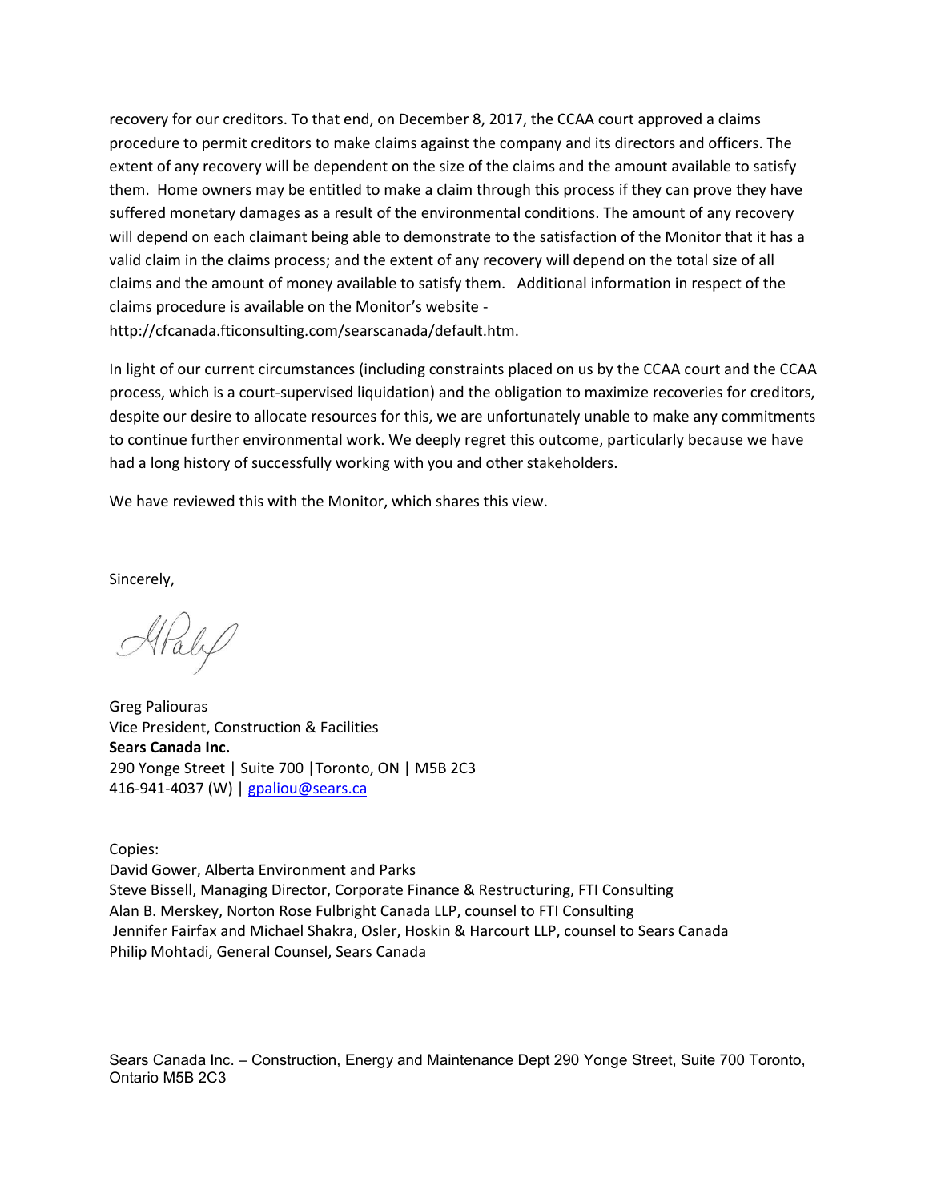recovery for our creditors. To that end, on December 8, 2017, the CCAA court approved a claims procedure to permit creditors to make claims against the company and its directors and officers. The extent of any recovery will be dependent on the size of the claims and the amount available to satisfy them. Home owners may be entitled to make a claim through this process if they can prove they have suffered monetary damages as a result of the environmental conditions. The amount of any recovery will depend on each claimant being able to demonstrate to the satisfaction of the Monitor that it has a valid claim in the claims process; and the extent of any recovery will depend on the total size of all claims and the amount of money available to satisfy them. Additional information in respect of the claims procedure is available on the Monitor's website - http://cfcanada.fticonsulting.com/searscanada/default.htm.

In light of our current circumstances (including constraints placed on us by the CCAA court and the CCAA process, which is a court-supervised liquidation) and the obligation to maximize recoveries for creditors, despite our desire to allocate resources for this, we are unfortunately unable to make any commitments to continue further environmental work. We deeply regret this outcome, particularly because we have had a long history of successfully working with you and other stakeholders.

We have reviewed this with the Monitor, which shares this view.

Sincerely,

Greg Paliouras
Vice President, Construction & Facilities
**Sears Canada Inc.**
290 Yonge Street | Suite 700 | Toronto, ON | M5B 2C3
416-941-4037 (W) | gpaliou@sears.ca

Copies:
David Gower, Alberta Environment and Parks
Steve Bissell, Managing Director, Corporate Finance & Restructuring, FTI Consulting
Alan B. Merskey, Norton Rose Fulbright Canada LLP, counsel to FTI Consulting
Jennifer Fairfax and Michael Shakra, Osler, Hoskin & Harcourt LLP, counsel to Sears Canada
Philip Mohtadi, General Counsel, Sears Canada

Sears Canada Inc. – Construction, Energy and Maintenance Dept 290 Yonge Street, Suite 700 Toronto, Ontario M5B 2C3